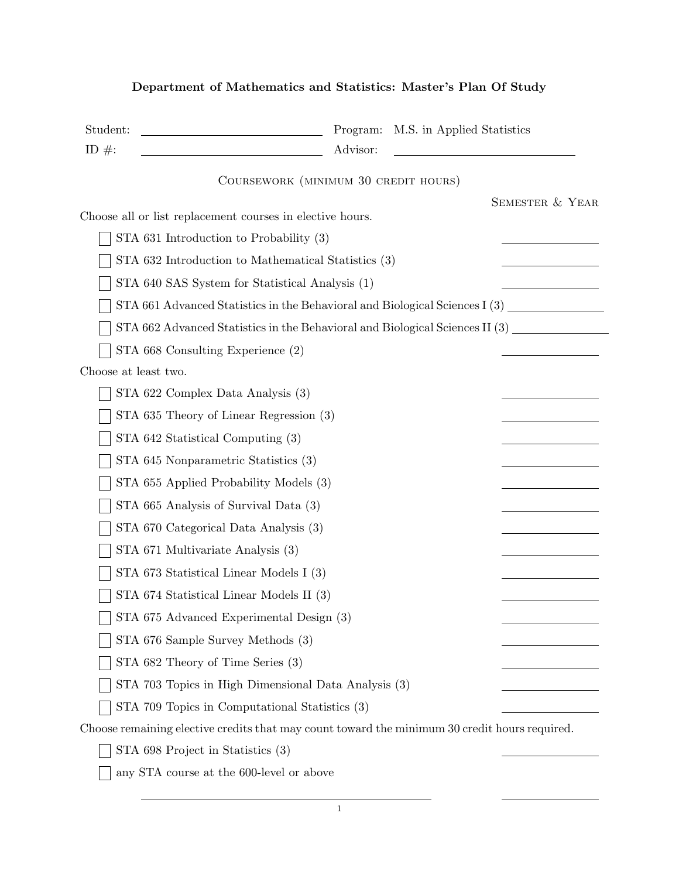**Department of Mathematics and Statistics: Master's Plan Of Study**

Student: ______________________ Program: M.S. in Applied Statistics

ID #: ______________________ Advisor: ______________________

## Coursework (minimum 30 credit hours)

Semester & Year

Choose all or list replacement courses in elective hours.

- [ ] STA 631 Introduction to Probability (3) ____________
- [ ] STA 632 Introduction to Mathematical Statistics (3) ____________
- [ ] STA 640 SAS System for Statistical Analysis (1) ____________
- [ ] STA 661 Advanced Statistics in the Behavioral and Biological Sciences I (3) ____________
- [ ] STA 662 Advanced Statistics in the Behavioral and Biological Sciences II (3) ____________
- [ ] STA 668 Consulting Experience (2) ____________

Choose at least two.

- [ ] STA 622 Complex Data Analysis (3) ____________
- [ ] STA 635 Theory of Linear Regression (3) ____________
- [ ] STA 642 Statistical Computing (3) ____________
- [ ] STA 645 Nonparametric Statistics (3) ____________
- [ ] STA 655 Applied Probability Models (3) ____________
- [ ] STA 665 Analysis of Survival Data (3) ____________
- [ ] STA 670 Categorical Data Analysis (3) ____________
- [ ] STA 671 Multivariate Analysis (3) ____________
- [ ] STA 673 Statistical Linear Models I (3) ____________
- [ ] STA 674 Statistical Linear Models II (3) ____________
- [ ] STA 675 Advanced Experimental Design (3) ____________
- [ ] STA 676 Sample Survey Methods (3) ____________
- [ ] STA 682 Theory of Time Series (3) ____________
- [ ] STA 703 Topics in High Dimensional Data Analysis (3) ____________
- [ ] STA 709 Topics in Computational Statistics (3) ____________

Choose remaining elective credits that may count toward the minimum 30 credit hours required.

- [ ] STA 698 Project in Statistics (3) ____________
- [ ] any STA course at the 600-level or above

______________________________ ____________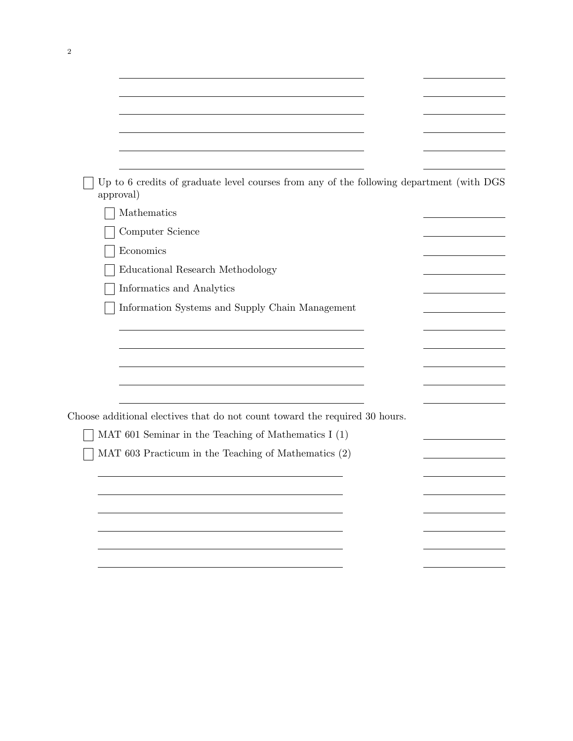- [ ] Up to 6 credits of graduate level courses from any of the following department (with DGS approval)
    - [ ] Mathematics
    - [ ] Computer Science
    - [ ] Economics
    - [ ] Educational Research Methodology
    - [ ] Informatics and Analytics
    - [ ] Information Systems and Supply Chain Management

Choose additional electives that do not count toward the required 30 hours.

- [ ] MAT 601 Seminar in the Teaching of Mathematics I (1)
- [ ] MAT 603 Practicum in the Teaching of Mathematics (2)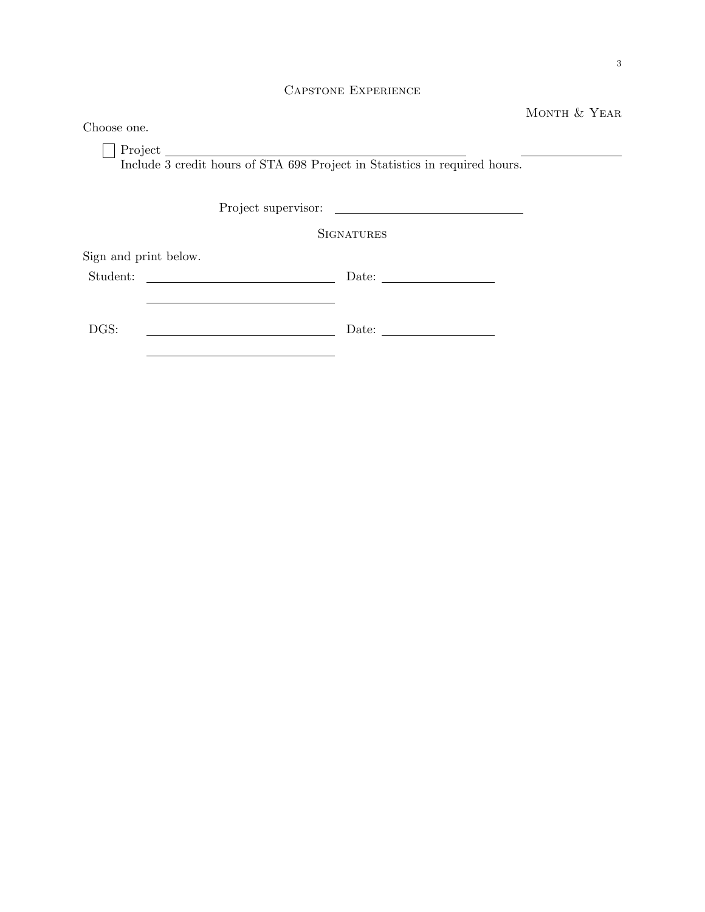## Capstone Experience

Month & Year

Choose one.

- [ ] Project ______________________________ ____________
  Include 3 credit hours of STA 698 Project in Statistics in required hours.

Project supervisor: ______________________________

## Signatures

Sign and print below.

Student: ______________________________ Date: ____________

______________________________

DGS: ______________________________ Date: ____________

______________________________